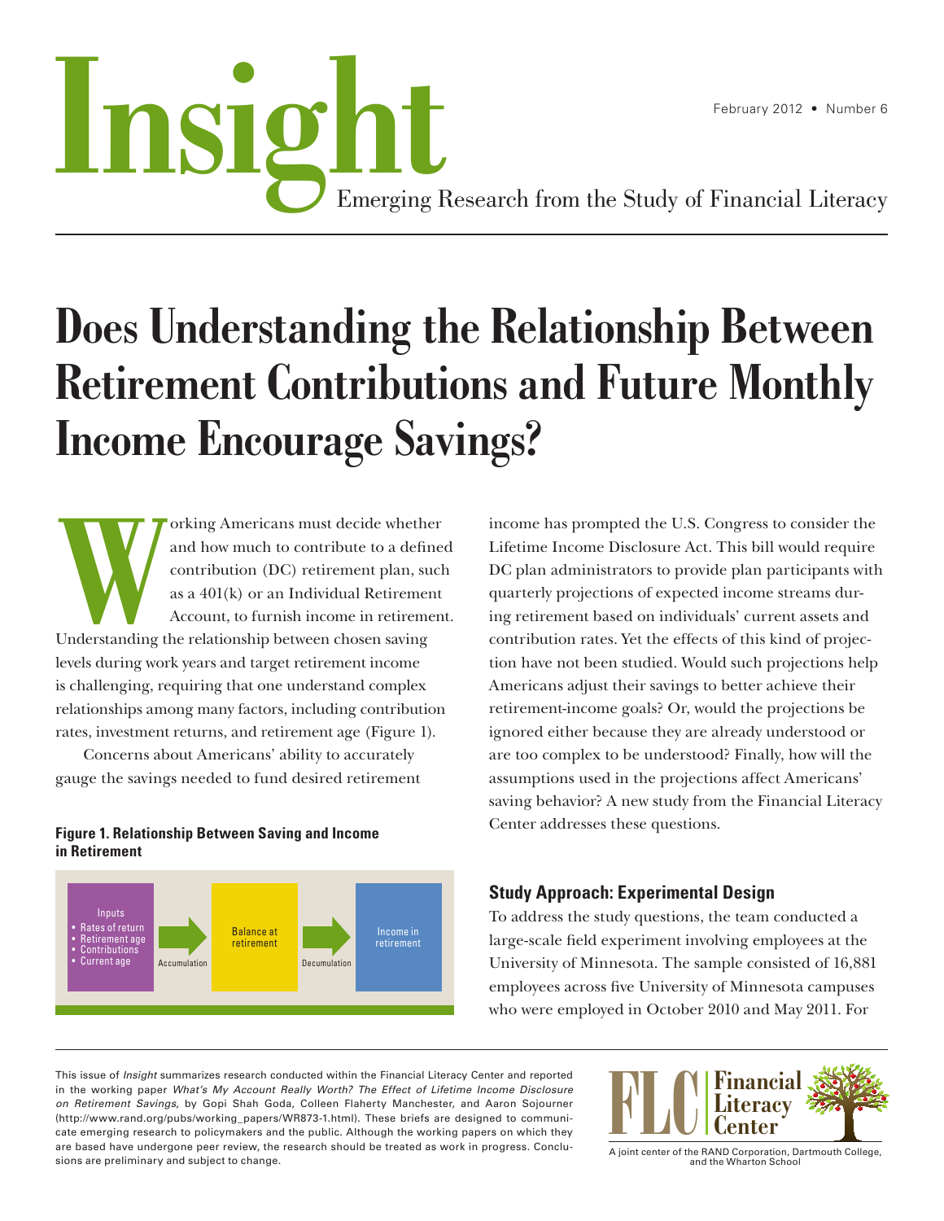# Insight

February 2012 • Number 6

Emerging Research from the Study of Financial Literacy

# Does Understanding the Relationship Between Retirement Contributions and Future Monthly Income Encourage Savings?

Working Americans must decide whether and how much to contribute to a defined contribution (DC) retirement plan, such as a 401(k) or an Individual Retirement Account, to furnish income in retirement. Understanding the relationship between chosen saving levels during work years and target retirement income is challenging, requiring that one understand complex relationships among many factors, including contribution rates, investment returns, and retirement age (Figure 1).

Concerns about Americans' ability to accurately gauge the savings needed to fund desired retirement income has prompted the U.S. Congress to consider the Lifetime Income Disclosure Act. This bill would require DC plan administrators to provide plan participants with quarterly projections of expected income streams during retirement based on individuals' current assets and contribution rates. Yet the effects of this kind of projection have not been studied. Would such projections help Americans adjust their savings to better achieve their retirement-income goals? Or, would the projections be ignored either because they are already understood or are too complex to be understood? Finally, how will the assumptions used in the projections affect Americans' saving behavior? A new study from the Financial Literacy Center addresses these questions.

**Figure 1. Relationship Between Saving and Income in Retirement**

Inputs
- Rates of return
- Retirement age
- Contributions
- Current age

Accumulation → Balance at retirement → Decumulation → Income in retirement

## Study Approach: Experimental Design

To address the study questions, the team conducted a large-scale field experiment involving employees at the University of Minnesota. The sample consisted of 16,881 employees across five University of Minnesota campuses who were employed in October 2010 and May 2011. For

This issue of *Insight* summarizes research conducted within the Financial Literacy Center and reported in the working paper *What's My Account Really Worth? The Effect of Lifetime Income Disclosure on Retirement Savings*, by Gopi Shah Goda, Colleen Flaherty Manchester, and Aaron Sojourner (http://www.rand.org/pubs/working_papers/WR873-1.html). These briefs are designed to communicate emerging research to policymakers and the public. Although the working papers on which they are based have undergone peer review, the research should be treated as work in progress. Conclusions are preliminary and subject to change.

FLC | Financial Literacy Center

A joint center of the RAND Corporation, Dartmouth College, and the Wharton School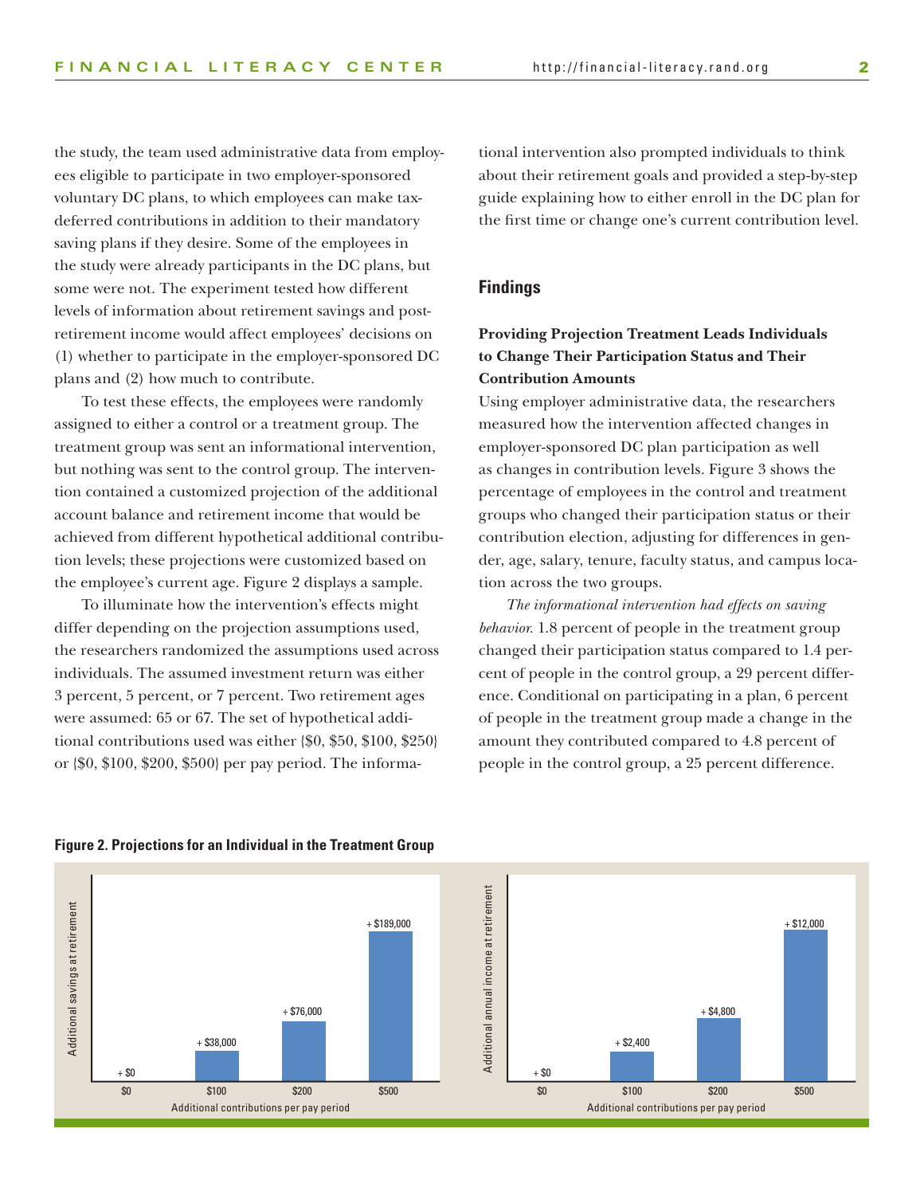the study, the team used administrative data from employees eligible to participate in two employer-sponsored voluntary DC plans, to which employees can make tax-deferred contributions in addition to their mandatory saving plans if they desire. Some of the employees in the study were already participants in the DC plans, but some were not. The experiment tested how different levels of information about retirement savings and post-retirement income would affect employees' decisions on (1) whether to participate in the employer-sponsored DC plans and (2) how much to contribute.

To test these effects, the employees were randomly assigned to either a control or a treatment group. The treatment group was sent an informational intervention, but nothing was sent to the control group. The intervention contained a customized projection of the additional account balance and retirement income that would be achieved from different hypothetical additional contribution levels; these projections were customized based on the employee's current age. Figure 2 displays a sample.

To illuminate how the intervention's effects might differ depending on the projection assumptions used, the researchers randomized the assumptions used across individuals. The assumed investment return was either 3 percent, 5 percent, or 7 percent. Two retirement ages were assumed: 65 or 67. The set of hypothetical additional contributions used was either {$0, $50, $100, $250} or {$0, $100, $200, $500} per pay period. The informational intervention also prompted individuals to think about their retirement goals and provided a step-by-step guide explaining how to either enroll in the DC plan for the first time or change one's current contribution level.

## Findings

### Providing Projection Treatment Leads Individuals to Change Their Participation Status and Their Contribution Amounts

Using employer administrative data, the researchers measured how the intervention affected changes in employer-sponsored DC plan participation as well as changes in contribution levels. Figure 3 shows the percentage of employees in the control and treatment groups who changed their participation status or their contribution election, adjusting for differences in gender, age, salary, tenure, faculty status, and campus location across the two groups.

*The informational intervention had effects on saving behavior.* 1.8 percent of people in the treatment group changed their participation status compared to 1.4 percent of people in the control group, a 29 percent difference. Conditional on participating in a plan, 6 percent of people in the treatment group made a change in the amount they contributed compared to 4.8 percent of people in the control group, a 25 percent difference.

**Figure 2. Projections for an Individual in the Treatment Group**

| Additional contributions per pay period | Additional savings at retirement | Additional annual income at retirement |
|---|---|---|
| $0 | + $0 | + $0 |
| $100 | + $38,000 | + $2,400 |
| $200 | + $76,000 | + $4,800 |
| $500 | + $189,000 | + $12,000 |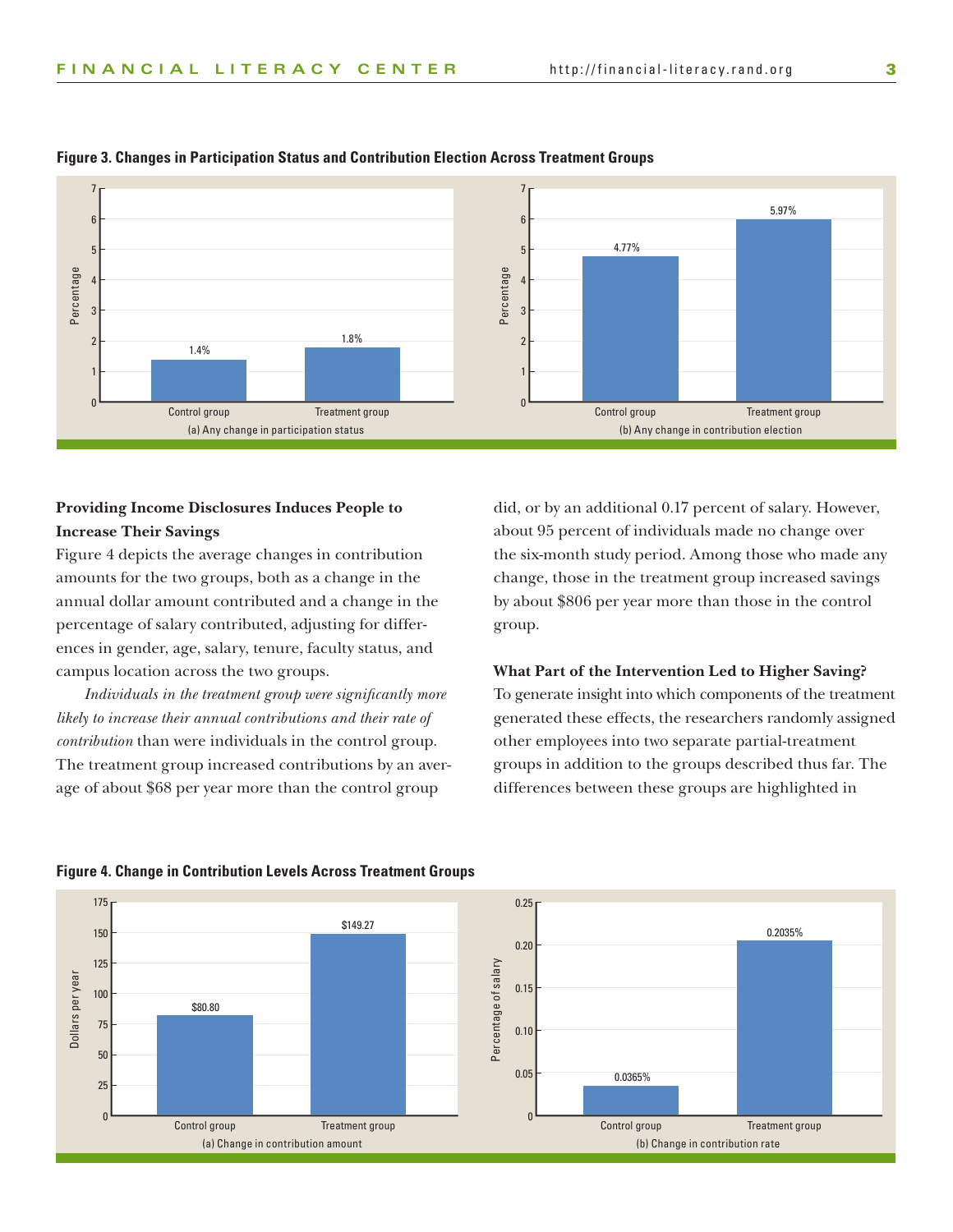**Figure 3. Changes in Participation Status and Contribution Election Across Treatment Groups**

(a) Any change in participation status

| | Percentage |
|---|---|
| Control group | 1.4% |
| Treatment group | 1.8% |

(b) Any change in contribution election

| | Percentage |
|---|---|
| Control group | 4.77% |
| Treatment group | 5.97% |

### Providing Income Disclosures Induces People to Increase Their Savings

Figure 4 depicts the average changes in contribution amounts for the two groups, both as a change in the annual dollar amount contributed and a change in the percentage of salary contributed, adjusting for differences in gender, age, salary, tenure, faculty status, and campus location across the two groups.

*Individuals in the treatment group were significantly more likely to increase their annual contributions and their rate of contribution* than were individuals in the control group. The treatment group increased contributions by an average of about $68 per year more than the control group did, or by an additional 0.17 percent of salary. However, about 95 percent of individuals made no change over the six-month study period. Among those who made any change, those in the treatment group increased savings by about $806 per year more than those in the control group.

### What Part of the Intervention Led to Higher Saving?

To generate insight into which components of the treatment generated these effects, the researchers randomly assigned other employees into two separate partial-treatment groups in addition to the groups described thus far. The differences between these groups are highlighted in

**Figure 4. Change in Contribution Levels Across Treatment Groups**

(a) Change in contribution amount

| | Dollars per year |
|---|---|
| Control group | $80.80 |
| Treatment group | $149.27 |

(b) Change in contribution rate

| | Percentage of salary |
|---|---|
| Control group | 0.0365% |
| Treatment group | 0.2035% |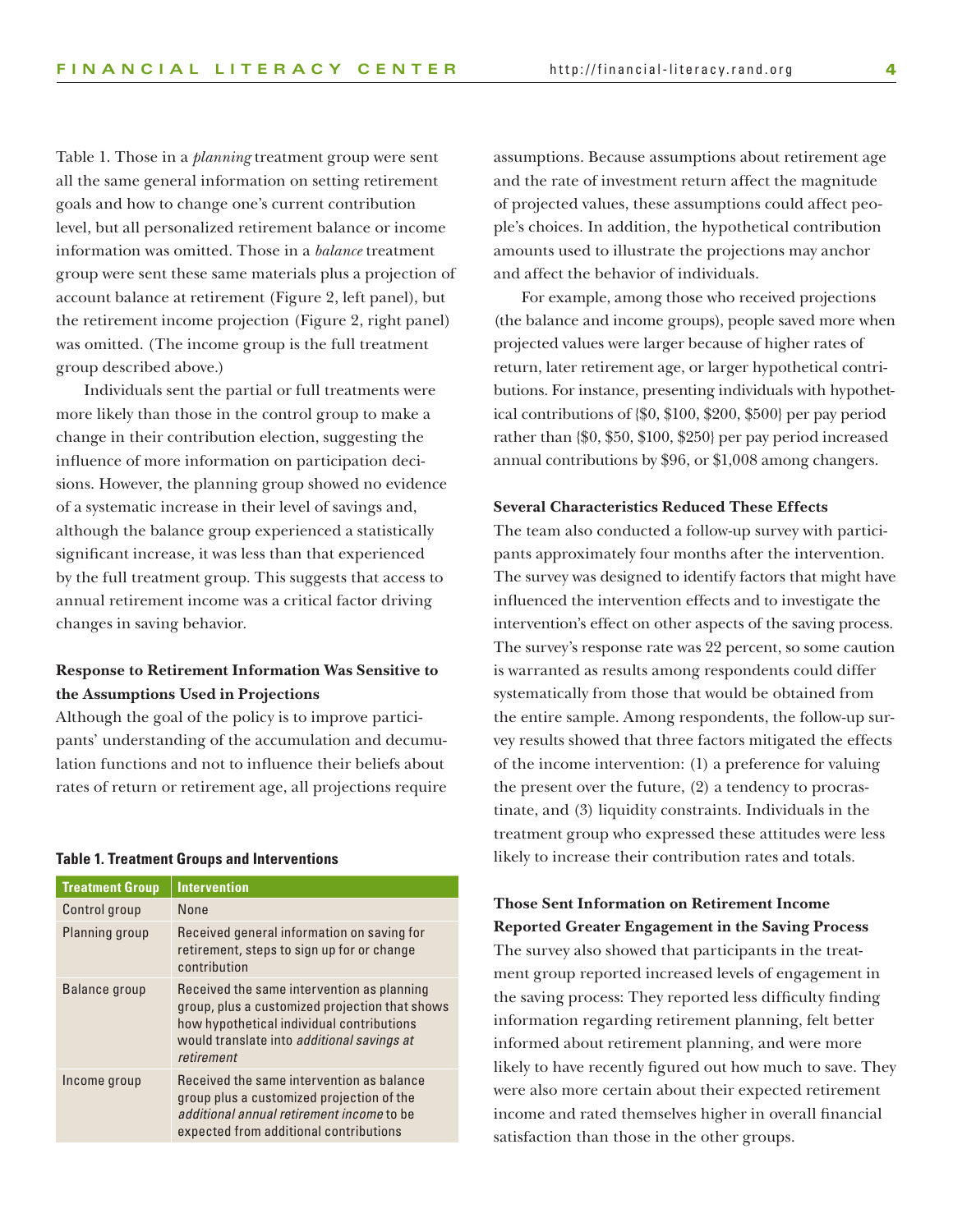Table 1. Those in a *planning* treatment group were sent all the same general information on setting retirement goals and how to change one's current contribution level, but all personalized retirement balance or income information was omitted. Those in a *balance* treatment group were sent these same materials plus a projection of account balance at retirement (Figure 2, left panel), but the retirement income projection (Figure 2, right panel) was omitted. (The income group is the full treatment group described above.)

Individuals sent the partial or full treatments were more likely than those in the control group to make a change in their contribution election, suggesting the influence of more information on participation decisions. However, the planning group showed no evidence of a systematic increase in their level of savings and, although the balance group experienced a statistically significant increase, it was less than that experienced by the full treatment group. This suggests that access to annual retirement income was a critical factor driving changes in saving behavior.

**Response to Retirement Information Was Sensitive to the Assumptions Used in Projections**

Although the goal of the policy is to improve participants' understanding of the accumulation and decumulation functions and not to influence their beliefs about rates of return or retirement age, all projections require assumptions. Because assumptions about retirement age and the rate of investment return affect the magnitude of projected values, these assumptions could affect people's choices. In addition, the hypothetical contribution amounts used to illustrate the projections may anchor and affect the behavior of individuals.

For example, among those who received projections (the balance and income groups), people saved more when projected values were larger because of higher rates of return, later retirement age, or larger hypothetical contributions. For instance, presenting individuals with hypothetical contributions of {$0, $100, $200, $500} per pay period rather than {$0, $50, $100, $250} per pay period increased annual contributions by $96, or $1,008 among changers.

**Table 1. Treatment Groups and Interventions**

| Treatment Group | Intervention |
| --- | --- |
| Control group | None |
| Planning group | Received general information on saving for retirement, steps to sign up for or change contribution |
| Balance group | Received the same intervention as planning group, plus a customized projection that shows how hypothetical individual contributions would translate into *additional savings at retirement* |
| Income group | Received the same intervention as balance group plus a customized projection of the *additional annual retirement income* to be expected from additional contributions |

**Several Characteristics Reduced These Effects**

The team also conducted a follow-up survey with participants approximately four months after the intervention. The survey was designed to identify factors that might have influenced the intervention effects and to investigate the intervention's effect on other aspects of the saving process. The survey's response rate was 22 percent, so some caution is warranted as results among respondents could differ systematically from those that would be obtained from the entire sample. Among respondents, the follow-up survey results showed that three factors mitigated the effects of the income intervention: (1) a preference for valuing the present over the future, (2) a tendency to procrastinate, and (3) liquidity constraints. Individuals in the treatment group who expressed these attitudes were less likely to increase their contribution rates and totals.

**Those Sent Information on Retirement Income Reported Greater Engagement in the Saving Process**

The survey also showed that participants in the treatment group reported increased levels of engagement in the saving process: They reported less difficulty finding information regarding retirement planning, felt better informed about retirement planning, and were more likely to have recently figured out how much to save. They were also more certain about their expected retirement income and rated themselves higher in overall financial satisfaction than those in the other groups.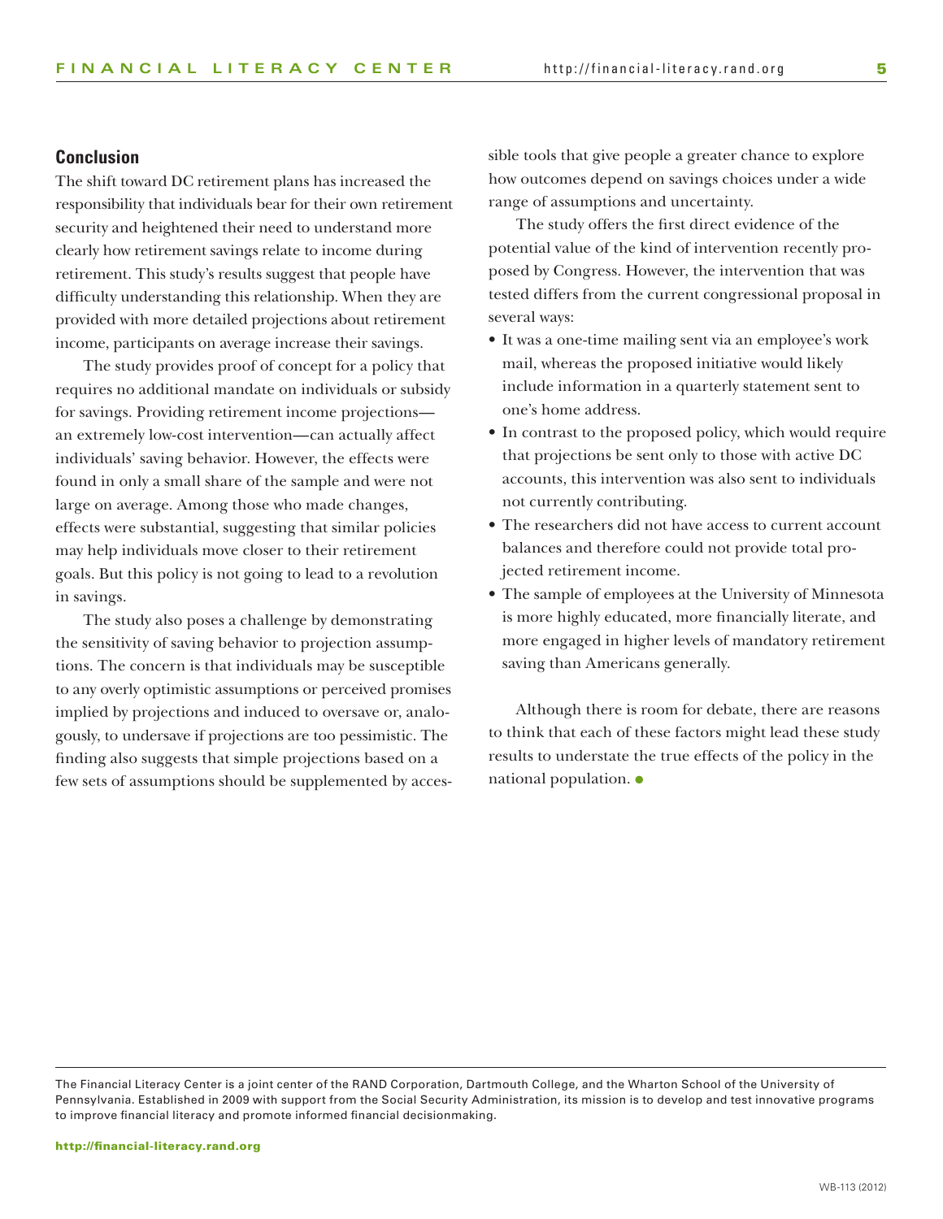## Conclusion

The shift toward DC retirement plans has increased the responsibility that individuals bear for their own retirement security and heightened their need to understand more clearly how retirement savings relate to income during retirement. This study's results suggest that people have difficulty understanding this relationship. When they are provided with more detailed projections about retirement income, participants on average increase their savings.

The study provides proof of concept for a policy that requires no additional mandate on individuals or subsidy for savings. Providing retirement income projections—an extremely low-cost intervention—can actually affect individuals' saving behavior. However, the effects were found in only a small share of the sample and were not large on average. Among those who made changes, effects were substantial, suggesting that similar policies may help individuals move closer to their retirement goals. But this policy is not going to lead to a revolution in savings.

The study also poses a challenge by demonstrating the sensitivity of saving behavior to projection assumptions. The concern is that individuals may be susceptible to any overly optimistic assumptions or perceived promises implied by projections and induced to oversave or, analogously, to undersave if projections are too pessimistic. The finding also suggests that simple projections based on a few sets of assumptions should be supplemented by accessible tools that give people a greater chance to explore how outcomes depend on savings choices under a wide range of assumptions and uncertainty.

The study offers the first direct evidence of the potential value of the kind of intervention recently proposed by Congress. However, the intervention that was tested differs from the current congressional proposal in several ways:

- It was a one-time mailing sent via an employee's work mail, whereas the proposed initiative would likely include information in a quarterly statement sent to one's home address.
- In contrast to the proposed policy, which would require that projections be sent only to those with active DC accounts, this intervention was also sent to individuals not currently contributing.
- The researchers did not have access to current account balances and therefore could not provide total projected retirement income.
- The sample of employees at the University of Minnesota is more highly educated, more financially literate, and more engaged in higher levels of mandatory retirement saving than Americans generally.

Although there is room for debate, there are reasons to think that each of these factors might lead these study results to understate the true effects of the policy in the national population.

The Financial Literacy Center is a joint center of the RAND Corporation, Dartmouth College, and the Wharton School of the University of Pennsylvania. Established in 2009 with support from the Social Security Administration, its mission is to develop and test innovative programs to improve financial literacy and promote informed financial decisionmaking.

http://financial-literacy.rand.org

WB-113 (2012)